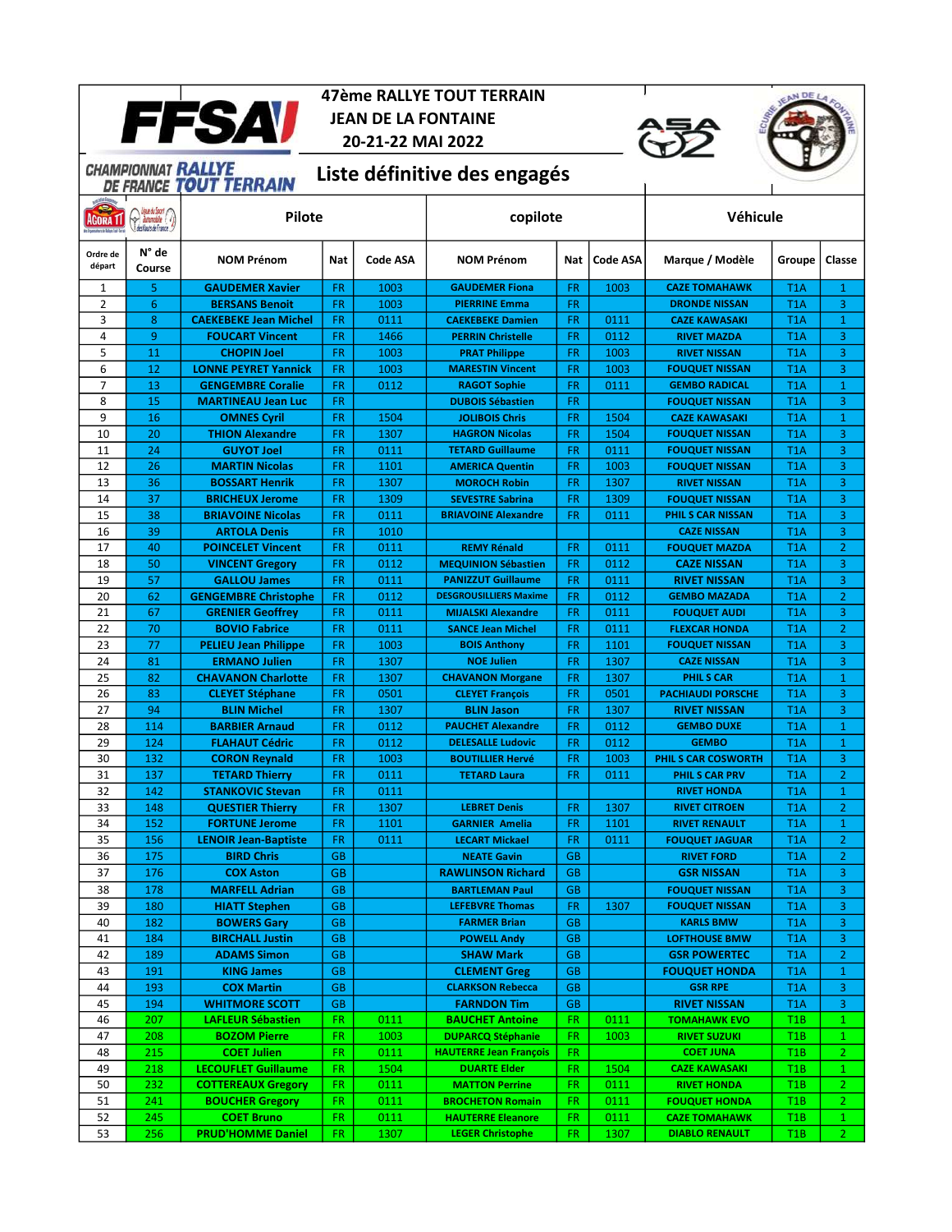# 47ème RALLYE TOUT TERRAIN JEAN DE LA FONTAINE

## 20-21-22 MAI 2022

CHAMPIONNAT RALLYE DE FRANCE TOUT TERRAIN

## Liste définitive des engagés

| | | Pilote | | | copilote | | | Véhicule | | |
|---|---|---|---|---|---|---|---|---|---|---|
| Ordre de départ | N° de Course | NOM Prénom | Nat | Code ASA | NOM Prénom | Nat | Code ASA | Marque / Modèle | Groupe | Classe |
| 1 | 5 | GAUDEMER Xavier | FR | 1003 | GAUDEMER Fiona | FR | 1003 | CAZE TOMAHAWK | T1A | 1 |
| 2 | 6 | BERSANS Benoit | FR | 1003 | PIERRINE Emma | FR | | DRONDE NISSAN | T1A | 3 |
| 3 | 8 | CAEKEBEKE Jean Michel | FR | 0111 | CAEKEBEKE Damien | FR | 0111 | CAZE KAWASAKI | T1A | 1 |
| 4 | 9 | FOUCART Vincent | FR | 1466 | PERRIN Christelle | FR | 0112 | RIVET MAZDA | T1A | 3 |
| 5 | 11 | CHOPIN Joel | FR | 1003 | PRAT Philippe | FR | 1003 | RIVET NISSAN | T1A | 3 |
| 6 | 12 | LONNE PEYRET Yannick | FR | 1003 | MARESTIN Vincent | FR | 1003 | FOUQUET NISSAN | T1A | 3 |
| 7 | 13 | GENGEMBRE Coralie | FR | 0112 | RAGOT Sophie | FR | 0111 | GEMBO RADICAL | T1A | 1 |
| 8 | 15 | MARTINEAU Jean Luc | FR | | DUBOIS Sébastien | FR | | FOUQUET NISSAN | T1A | 3 |
| 9 | 16 | OMNES Cyril | FR | 1504 | JOLIBOIS Chris | FR | 1504 | CAZE KAWASAKI | T1A | 1 |
| 10 | 20 | THION Alexandre | FR | 1307 | HAGRON Nicolas | FR | 1504 | FOUQUET NISSAN | T1A | 3 |
| 11 | 24 | GUYOT Joel | FR | 0111 | TETARD Guillaume | FR | 0111 | FOUQUET NISSAN | T1A | 3 |
| 12 | 26 | MARTIN Nicolas | FR | 1101 | AMERICA Quentin | FR | 1003 | FOUQUET NISSAN | T1A | 3 |
| 13 | 36 | BOSSART Henrik | FR | 1307 | MOROCH Robin | FR | 1307 | RIVET NISSAN | T1A | 3 |
| 14 | 37 | BRICHEUX Jerome | FR | 1309 | SEVESTRE Sabrina | FR | 1309 | FOUQUET NISSAN | T1A | 3 |
| 15 | 38 | BRIAVOINE Nicolas | FR | 0111 | BRIAVOINE Alexandre | FR | 0111 | PHIL S CAR NISSAN | T1A | 3 |
| 16 | 39 | ARTOLA Denis | FR | 1010 | | | | CAZE NISSAN | T1A | 3 |
| 17 | 40 | POINCELET Vincent | FR | 0111 | REMY Rénald | FR | 0111 | FOUQUET MAZDA | T1A | 2 |
| 18 | 50 | VINCENT Gregory | FR | 0112 | MEQUINION Sébastien | FR | 0112 | CAZE NISSAN | T1A | 3 |
| 19 | 57 | GALLOU James | FR | 0111 | PANIZZUT Guillaume | FR | 0111 | RIVET NISSAN | T1A | 3 |
| 20 | 62 | GENGEMBRE Christophe | FR | 0112 | DESGROUSILLIERS Maxime | FR | 0112 | GEMBO MAZADA | T1A | 2 |
| 21 | 67 | GRENIER Geoffrey | FR | 0111 | MIJALSKI Alexandre | FR | 0111 | FOUQUET AUDI | T1A | 3 |
| 22 | 70 | BOVIO Fabrice | FR | 0111 | SANCE Jean Michel | FR | 0111 | FLEXCAR HONDA | T1A | 2 |
| 23 | 77 | PELIEU Jean Philippe | FR | 1003 | BOIS Anthony | FR | 1101 | FOUQUET NISSAN | T1A | 3 |
| 24 | 81 | ERMANO Julien | FR | 1307 | NOE Julien | FR | 1307 | CAZE NISSAN | T1A | 3 |
| 25 | 82 | CHAVANON Charlotte | FR | 1307 | CHAVANON Morgane | FR | 1307 | PHIL S CAR | T1A | 1 |
| 26 | 83 | CLEYET Stéphane | FR | 0501 | CLEYET François | FR | 0501 | PACHIAUDI PORSCHE | T1A | 3 |
| 27 | 94 | BLIN Michel | FR | 1307 | BLIN Jason | FR | 1307 | RIVET NISSAN | T1A | 3 |
| 28 | 114 | BARBIER Arnaud | FR | 0112 | PAUCHET Alexandre | FR | 0112 | GEMBO DUXE | T1A | 1 |
| 29 | 124 | FLAHAUT Cédric | FR | 0112 | DELESALLE Ludovic | FR | 0112 | GEMBO | T1A | 1 |
| 30 | 132 | CORON Reynald | FR | 1003 | BOUTILLIER Hervé | FR | 1003 | PHIL S CAR COSWORTH | T1A | 3 |
| 31 | 137 | TETARD Thierry | FR | 0111 | TETARD Laura | FR | 0111 | PHIL S CAR PRV | T1A | 2 |
| 32 | 142 | STANKOVIC Stevan | FR | 0111 | | | | RIVET HONDA | T1A | 1 |
| 33 | 148 | QUESTIER Thierry | FR | 1307 | LEBRET Denis | FR | 1307 | RIVET CITROEN | T1A | 2 |
| 34 | 152 | FORTUNE Jerome | FR | 1101 | GARNIER Amelia | FR | 1101 | RIVET RENAULT | T1A | 1 |
| 35 | 156 | LENOIR Jean-Baptiste | FR | 0111 | LECART Mickael | FR | 0111 | FOUQUET JAGUAR | T1A | 2 |
| 36 | 175 | BIRD Chris | GB | | NEATE Gavin | GB | | RIVET FORD | T1A | 2 |
| 37 | 176 | COX Aston | GB | | RAWLINSON Richard | GB | | GSR NISSAN | T1A | 3 |
| 38 | 178 | MARFELL Adrian | GB | | BARTLEMAN Paul | GB | | FOUQUET NISSAN | T1A | 3 |
| 39 | 180 | HIATT Stephen | GB | | LEFEBVRE Thomas | FR | 1307 | FOUQUET NISSAN | T1A | 3 |
| 40 | 182 | BOWERS Gary | GB | | FARMER Brian | GB | | KARLS BMW | T1A | 3 |
| 41 | 184 | BIRCHALL Justin | GB | | POWELL Andy | GB | | LOFTHOUSE BMW | T1A | 3 |
| 42 | 189 | ADAMS Simon | GB | | SHAW Mark | GB | | GSR POWERTEC | T1A | 2 |
| 43 | 191 | KING James | GB | | CLEMENT Greg | GB | | FOUQUET HONDA | T1A | 1 |
| 44 | 193 | COX Martin | GB | | CLARKSON Rebecca | GB | | GSR RPE | T1A | 3 |
| 45 | 194 | WHITMORE SCOTT | GB | | FARNDON Tim | GB | | RIVET NISSAN | T1A | 3 |
| 46 | 207 | LAFLEUR Sébastien | FR | 0111 | BAUCHET Antoine | FR | 0111 | TOMAHAWK EVO | T1B | 1 |
| 47 | 208 | BOZOM Pierre | FR | 1003 | DUPARCQ Stéphanie | FR | 1003 | RIVET SUZUKI | T1B | 1 |
| 48 | 215 | COET Julien | FR | 0111 | HAUTERRE Jean François | FR | | COET JUNA | T1B | 2 |
| 49 | 218 | LECOUFLET Guillaume | FR | 1504 | DUARTE Elder | FR | 1504 | CAZE KAWASAKI | T1B | 1 |
| 50 | 232 | COTTEREAUX Gregory | FR | 0111 | MATTON Perrine | FR | 0111 | RIVET HONDA | T1B | 2 |
| 51 | 241 | BOUCHER Gregory | FR | 0111 | BROCHETON Romain | FR | 0111 | FOUQUET HONDA | T1B | 2 |
| 52 | 245 | COET Bruno | FR | 0111 | HAUTERRE Eleanore | FR | 0111 | CAZE TOMAHAWK | T1B | 1 |
| 53 | 256 | PRUD'HOMME Daniel | FR | 1307 | LEGER Christophe | FR | 1307 | DIABLO RENAULT | T1B | 2 |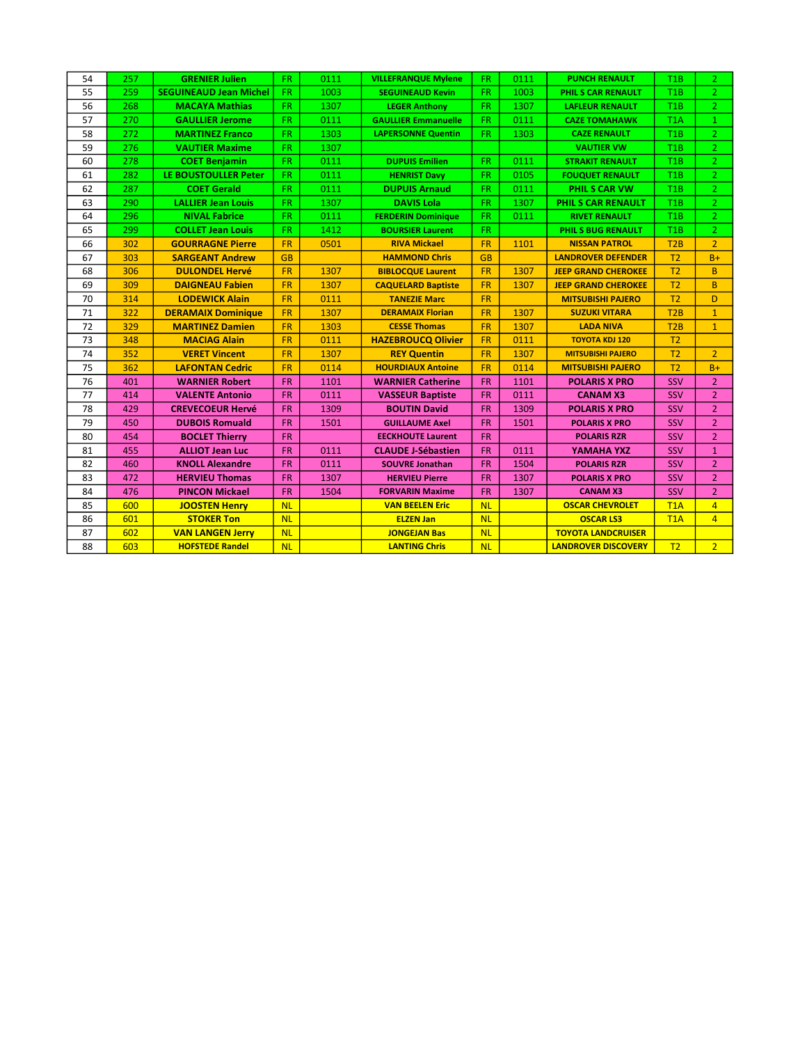| | | | | | | | | | | |
|---|---|---|---|---|---|---|---|---|---|---|
| 54 | 257 | GRENIER Julien | FR | 0111 | VILLEFRANQUE Mylene | FR | 0111 | PUNCH RENAULT | T1B | 2 |
| 55 | 259 | SEGUINEAUD Jean Michel | FR | 1003 | SEGUINEAUD Kevin | FR | 1003 | PHIL S CAR RENAULT | T1B | 2 |
| 56 | 268 | MACAYA Mathias | FR | 1307 | LEGER Anthony | FR | 1307 | LAFLEUR RENAULT | T1B | 2 |
| 57 | 270 | GAULLIER Jerome | FR | 0111 | GAULLIER Emmanuelle | FR | 0111 | CAZE TOMAHAWK | T1A | 1 |
| 58 | 272 | MARTINEZ Franco | FR | 1303 | LAPERSONNE Quentin | FR | 1303 | CAZE RENAULT | T1B | 2 |
| 59 | 276 | VAUTIER Maxime | FR | 1307 | | | | VAUTIER VW | T1B | 2 |
| 60 | 278 | COET Benjamin | FR | 0111 | DUPUIS Emilien | FR | 0111 | STRAKIT RENAULT | T1B | 2 |
| 61 | 282 | LE BOUSTOULLER Peter | FR | 0111 | HENRIST Davy | FR | 0105 | FOUQUET RENAULT | T1B | 2 |
| 62 | 287 | COET Gerald | FR | 0111 | DUPUIS Arnaud | FR | 0111 | PHIL S CAR VW | T1B | 2 |
| 63 | 290 | LALLIER Jean Louis | FR | 1307 | DAVIS Lola | FR | 1307 | PHIL S CAR RENAULT | T1B | 2 |
| 64 | 296 | NIVAL Fabrice | FR | 0111 | FERDERIN Dominique | FR | 0111 | RIVET RENAULT | T1B | 2 |
| 65 | 299 | COLLET Jean Louis | FR | 1412 | BOURSIER Laurent | FR | | PHIL S BUG RENAULT | T1B | 2 |
| 66 | 302 | GOURRAGNE Pierre | FR | 0501 | RIVA Mickael | FR | 1101 | NISSAN PATROL | T2B | 2 |
| 67 | 303 | SARGEANT Andrew | GB | | HAMMOND Chris | GB | | LANDROVER DEFENDER | T2 | B+ |
| 68 | 306 | DULONDEL Hervé | FR | 1307 | BIBLOCQUE Laurent | FR | 1307 | JEEP GRAND CHEROKEE | T2 | B |
| 69 | 309 | DAIGNEAU Fabien | FR | 1307 | CAQUELARD Baptiste | FR | 1307 | JEEP GRAND CHEROKEE | T2 | B |
| 70 | 314 | LODEWICK Alain | FR | 0111 | TANEZIE Marc | FR | | MITSUBISHI PAJERO | T2 | D |
| 71 | 322 | DERAMAIX Dominique | FR | 1307 | DERAMAIX Florian | FR | 1307 | SUZUKI VITARA | T2B | 1 |
| 72 | 329 | MARTINEZ Damien | FR | 1303 | CESSE Thomas | FR | 1307 | LADA NIVA | T2B | 1 |
| 73 | 348 | MACIAG Alain | FR | 0111 | HAZEBROUCQ Olivier | FR | 0111 | TOYOTA KDJ 120 | T2 | |
| 74 | 352 | VERET Vincent | FR | 1307 | REY Quentin | FR | 1307 | MITSUBISHI PAJERO | T2 | 2 |
| 75 | 362 | LAFONTAN Cedric | FR | 0114 | HOURDIAUX Antoine | FR | 0114 | MITSUBISHI PAJERO | T2 | B+ |
| 76 | 401 | WARNIER Robert | FR | 1101 | WARNIER Catherine | FR | 1101 | POLARIS X PRO | SSV | 2 |
| 77 | 414 | VALENTE Antonio | FR | 0111 | VASSEUR Baptiste | FR | 0111 | CANAM X3 | SSV | 2 |
| 78 | 429 | CREVECOEUR Hervé | FR | 1309 | BOUTIN David | FR | 1309 | POLARIS X PRO | SSV | 2 |
| 79 | 450 | DUBOIS Romuald | FR | 1501 | GUILLAUME Axel | FR | 1501 | POLARIS X PRO | SSV | 2 |
| 80 | 454 | BOCLET Thierry | FR | | EECKHOUTE Laurent | FR | | POLARIS RZR | SSV | 2 |
| 81 | 455 | ALLIOT Jean Luc | FR | 0111 | CLAUDE J-Sébastien | FR | 0111 | YAMAHA YXZ | SSV | 1 |
| 82 | 460 | KNOLL Alexandre | FR | 0111 | SOUVRE Jonathan | FR | 1504 | POLARIS RZR | SSV | 2 |
| 83 | 472 | HERVIEU Thomas | FR | 1307 | HERVIEU Pierre | FR | 1307 | POLARIS X PRO | SSV | 2 |
| 84 | 476 | PINCON Mickael | FR | 1504 | FORVARIN Maxime | FR | 1307 | CANAM X3 | SSV | 2 |
| 85 | 600 | JOOSTEN Henry | NL | | VAN BEELEN Eric | NL | | OSCAR CHEVROLET | T1A | 4 |
| 86 | 601 | STOKER Ton | NL | | ELZEN Jan | NL | | OSCAR LS3 | T1A | 4 |
| 87 | 602 | VAN LANGEN Jerry | NL | | JONGEJAN Bas | NL | | TOYOTA LANDCRUISER | | |
| 88 | 603 | HOFSTEDE Randel | NL | | LANTING Chris | NL | | LANDROVER DISCOVERY | T2 | 2 |